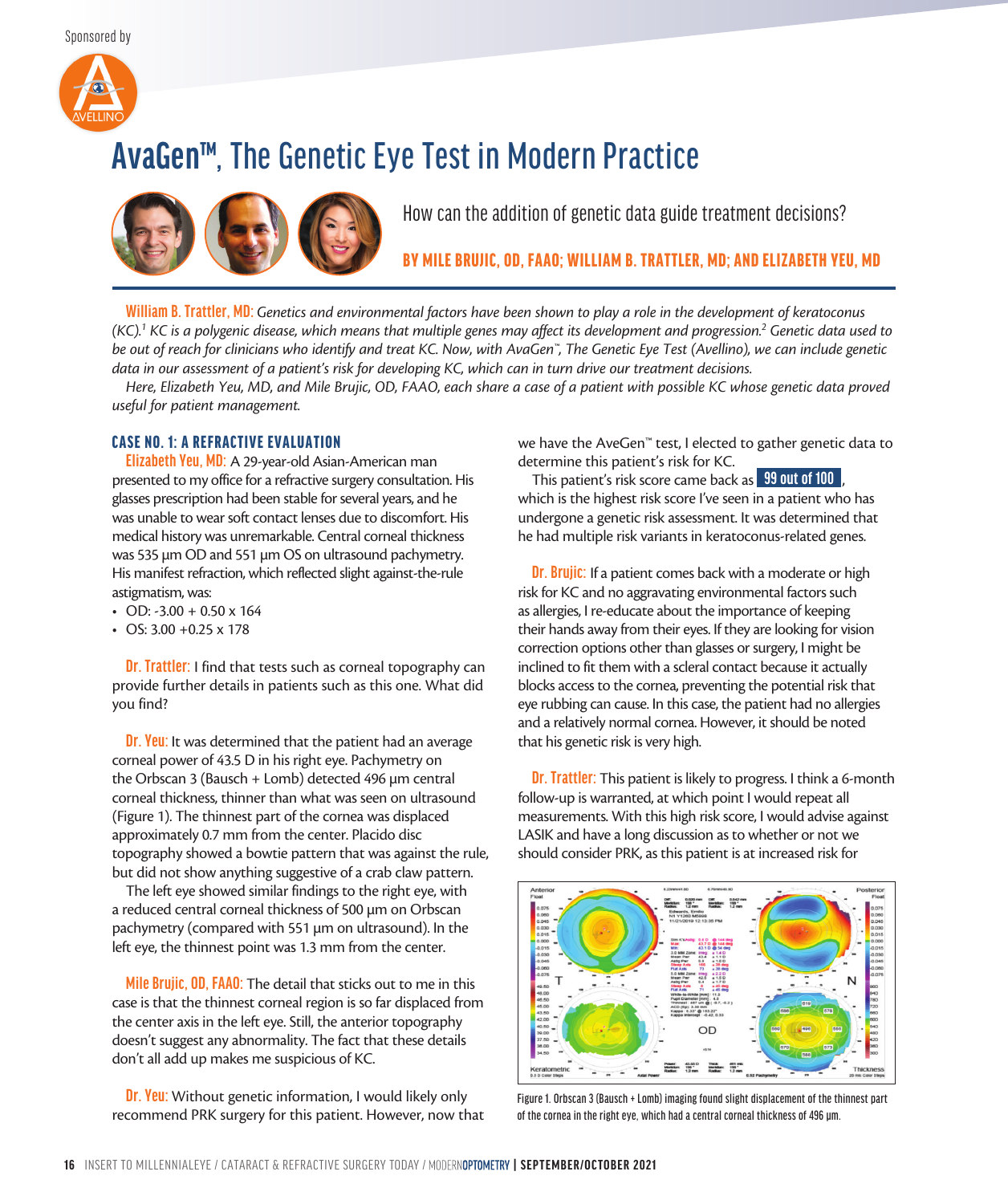Sponsored by

# AvaGen™, The Genetic Eye Test in Modern Practice

How can the addition of genetic data guide treatment decisions?

**BY MILE BRUJIC, OD, FAAO; WILLIAM B. TRATTLER, MD; AND ELIZABETH YEU, MD**

**William B. Trattler, MD:** *Genetics and environmental factors have been shown to play a role in the development of keratoconus (KC).[1] KC is a polygenic disease, which means that multiple genes may affect its development and progression.[2] Genetic data used to be out of reach for clinicians who identify and treat KC. Now, with AvaGen™, The Genetic Eye Test (Avellino), we can include genetic data in our assessment of a patient's risk for developing KC, which can in turn drive our treatment decisions.*

*Here, Elizabeth Yeu, MD, and Mile Brujic, OD, FAAO, each share a case of a patient with possible KC whose genetic data proved useful for patient management.*

## CASE NO. 1: A REFRACTIVE EVALUATION

**Elizabeth Yeu, MD:** A 29-year-old Asian-American man presented to my office for a refractive surgery consultation. His glasses prescription had been stable for several years, and he was unable to wear soft contact lenses due to discomfort. His medical history was unremarkable. Central corneal thickness was 535 µm OD and 551 µm OS on ultrasound pachymetry. His manifest refraction, which reflected slight against-the-rule astigmatism, was:

- OD: -3.00 + 0.50 x 164
- OS: 3.00 +0.25 x 178

**Dr. Trattler:** I find that tests such as corneal topography can provide further details in patients such as this one. What did you find?

**Dr. Yeu:** It was determined that the patient had an average corneal power of 43.5 D in his right eye. Pachymetry on the Orbscan 3 (Bausch + Lomb) detected 496 µm central corneal thickness, thinner than what was seen on ultrasound (Figure 1). The thinnest part of the cornea was displaced approximately 0.7 mm from the center. Placido disc topography showed a bowtie pattern that was against the rule, but did not show anything suggestive of a crab claw pattern.

The left eye showed similar findings to the right eye, with a reduced central corneal thickness of 500 µm on Orbscan pachymetry (compared with 551 µm on ultrasound). In the left eye, the thinnest point was 1.3 mm from the center.

**Mile Brujic, OD, FAAO:** The detail that sticks out to me in this case is that the thinnest corneal region is so far displaced from the center axis in the left eye. Still, the anterior topography doesn't suggest any abnormality. The fact that these details don't all add up makes me suspicious of KC.

**Dr. Yeu:** Without genetic information, I would likely only recommend PRK surgery for this patient. However, now that we have the AveGen™ test, I elected to gather genetic data to determine this patient's risk for KC.

This patient's risk score came back as **99 out of 100**, which is the highest risk score I've seen in a patient who has undergone a genetic risk assessment. It was determined that he had multiple risk variants in keratoconus-related genes.

**Dr. Brujic:** If a patient comes back with a moderate or high risk for KC and no aggravating environmental factors such as allergies, I re-educate about the importance of keeping their hands away from their eyes. If they are looking for vision correction options other than glasses or surgery, I might be inclined to fit them with a scleral contact because it actually blocks access to the cornea, preventing the potential risk that eye rubbing can cause. In this case, the patient had no allergies and a relatively normal cornea. However, it should be noted that his genetic risk is very high.

**Dr. Trattler:** This patient is likely to progress. I think a 6-month follow-up is warranted, at which point I would repeat all measurements. With this high risk score, I would advise against LASIK and have a long discussion as to whether or not we should consider PRK, as this patient is at increased risk for

Figure 1. Orbscan 3 (Bausch + Lomb) imaging found slight displacement of the thinnest part of the cornea in the right eye, which had a central corneal thickness of 496 µm.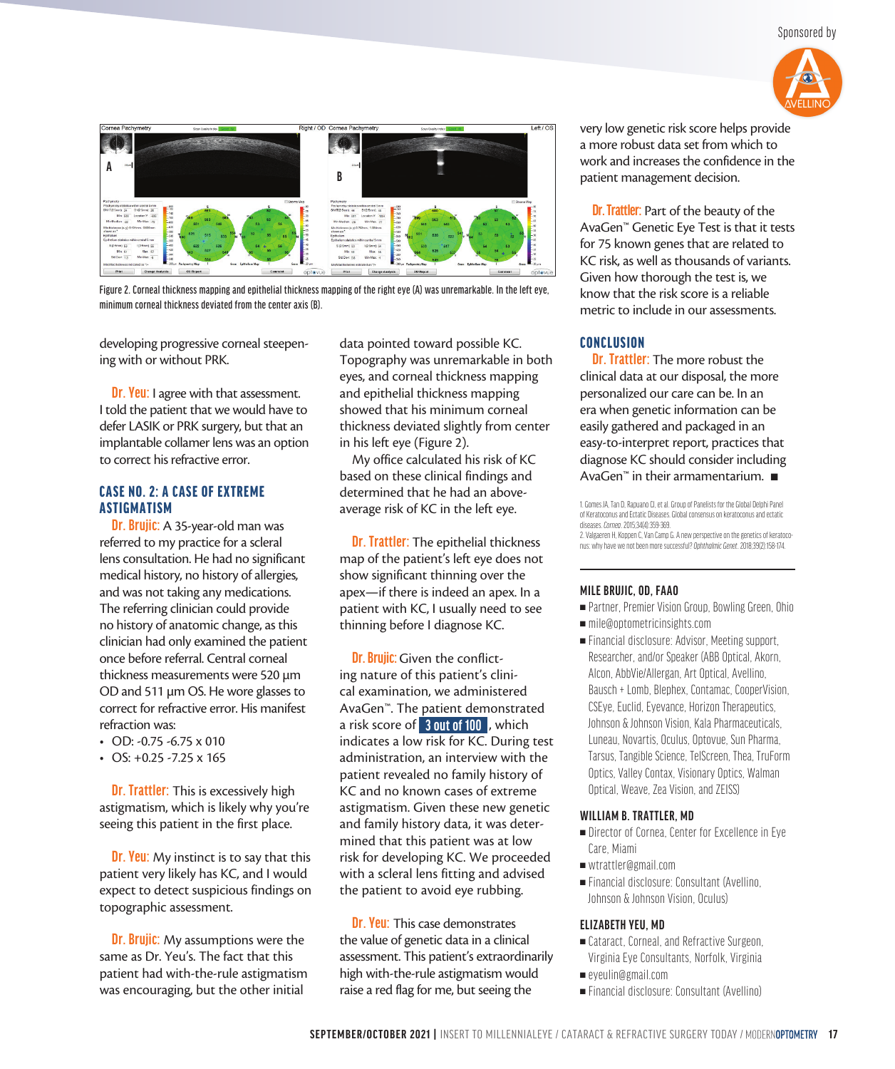Figure 2. Corneal thickness mapping and epithelial thickness mapping of the right eye (A) was unremarkable. In the left eye, minimum corneal thickness deviated from the center axis (B).

developing progressive corneal steepening with or without PRK.

**Dr. Yeu:** I agree with that assessment. I told the patient that we would have to defer LASIK or PRK surgery, but that an implantable collamer lens was an option to correct his refractive error.

## CASE NO. 2: A CASE OF EXTREME ASTIGMATISM

**Dr. Brujic:** A 35-year-old man was referred to my practice for a scleral lens consultation. He had no significant medical history, no history of allergies, and was not taking any medications. The referring clinician could provide no history of anatomic change, as this clinician had only examined the patient once before referral. Central corneal thickness measurements were 520 µm OD and 511 µm OS. He wore glasses to correct for refractive error. His manifest refraction was:

- OD: -0.75 -6.75 x 010
- OS: +0.25 -7.25 x 165

**Dr. Trattler:** This is excessively high astigmatism, which is likely why you're seeing this patient in the first place.

**Dr. Yeu:** My instinct is to say that this patient very likely has KC, and I would expect to detect suspicious findings on topographic assessment.

**Dr. Brujic:** My assumptions were the same as Dr. Yeu's. The fact that this patient had with-the-rule astigmatism was encouraging, but the other initial data pointed toward possible KC. Topography was unremarkable in both eyes, and corneal thickness mapping and epithelial thickness mapping showed that his minimum corneal thickness deviated slightly from center in his left eye (Figure 2).

My office calculated his risk of KC based on these clinical findings and determined that he had an above-average risk of KC in the left eye.

**Dr. Trattler:** The epithelial thickness map of the patient's left eye does not show significant thinning over the apex—if there is indeed an apex. In a patient with KC, I usually need to see thinning before I diagnose KC.

**Dr. Brujic:** Given the conflicting nature of this patient's clinical examination, we administered AvaGen™. The patient demonstrated a risk score of **3 out of 100**, which indicates a low risk for KC. During test administration, an interview with the patient revealed no family history of KC and no known cases of extreme astigmatism. Given these new genetic and family history data, it was determined that this patient was at low risk for developing KC. We proceeded with a scleral lens fitting and advised the patient to avoid eye rubbing.

**Dr. Yeu:** This case demonstrates the value of genetic data in a clinical assessment. This patient's extraordinarily high with-the-rule astigmatism would raise a red flag for me, but seeing the very low genetic risk score helps provide a more robust data set from which to work and increases the confidence in the patient management decision.

**Dr. Trattler:** Part of the beauty of the AvaGen™ Genetic Eye Test is that it tests for 75 known genes that are related to KC risk, as well as thousands of variants. Given how thorough the test is, we know that the risk score is a reliable metric to include in our assessments.

## CONCLUSION

**Dr. Trattler:** The more robust the clinical data at our disposal, the more personalized our care can be. In an era when genetic information can be easily gathered and packaged in an easy-to-interpret report, practices that diagnose KC should consider including AvaGen™ in their armamentarium. ■

1. Gomes JA, Tan D, Rapuano CJ, et al. Group of Panelists for the Global Delphi Panel of Keratoconus and Ectatic Diseases. Global consensus on keratoconus and ectatic diseases. *Cornea*. 2015;34(4):359-369.
2. Valgaeren H, Koppen C, Van Camp G. A new perspective on the genetics of keratoconus: why have we not been more successful? *Ophthalmic Genet*. 2018;39(2):158-174.

---

### MILE BRUJIC, OD, FAAO

- Partner, Premier Vision Group, Bowling Green, Ohio
- mile@optometricinsights.com
- Financial disclosure: Advisor, Meeting support, Researcher, and/or Speaker (ABB Optical, Akorn, Alcon, AbbVie/Allergan, Art Optical, Avellino, Bausch + Lomb, Blephex, Contamac, CooperVision, CSEye, Euclid, Eyevance, Horizon Therapeutics, Johnson & Johnson Vision, Kala Pharmaceuticals, Luneau, Novartis, Oculus, Optovue, Sun Pharma, Tarsus, Tangible Science, TelScreen, Thea, TruForm Optics, Valley Contax, Visionary Optics, Walman Optical, Weave, Zea Vision, and ZEISS)

### WILLIAM B. TRATTLER, MD

- Director of Cornea, Center for Excellence in Eye Care, Miami
- wtrattler@gmail.com
- Financial disclosure: Consultant (Avellino, Johnson & Johnson Vision, Oculus)

### ELIZABETH YEU, MD

- Cataract, Corneal, and Refractive Surgeon, Virginia Eye Consultants, Norfolk, Virginia
- eyeulin@gmail.com
- Financial disclosure: Consultant (Avellino)